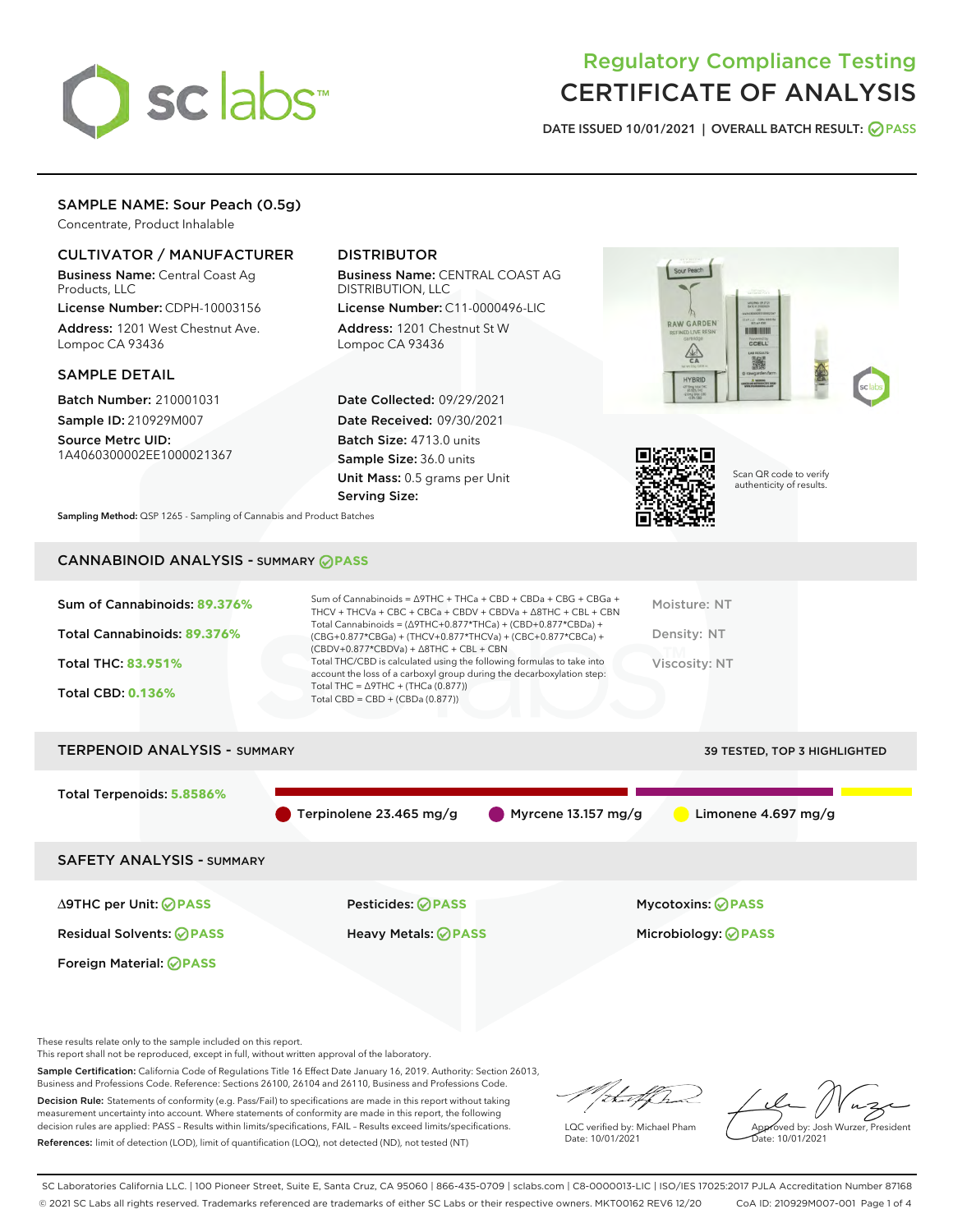# Regulatory Compliance Testing
# CERTIFICATE OF ANALYSIS

DATE ISSUED 10/01/2021 | OVERALL BATCH RESULT: PASS

## SAMPLE NAME: Sour Peach (0.5g)

Concentrate, Product Inhalable

### CULTIVATOR / MANUFACTURER

**Business Name:** Central Coast Ag Products, LLC
**License Number:** CDPH-10003156
**Address:** 1201 West Chestnut Ave. Lompoc CA 93436

### DISTRIBUTOR

**Business Name:** CENTRAL COAST AG DISTRIBUTION, LLC
**License Number:** C11-0000496-LIC
**Address:** 1201 Chestnut St W Lompoc CA 93436

### SAMPLE DETAIL

**Batch Number:** 210001031
**Sample ID:** 210929M007
**Source Metrc UID:** 1A4060300002EE1000021367

**Date Collected:** 09/29/2021
**Date Received:** 09/30/2021
**Batch Size:** 4713.0 units
**Sample Size:** 36.0 units
**Unit Mass:** 0.5 grams per Unit
**Serving Size:**

Scan QR code to verify authenticity of results.

**Sampling Method:** QSP 1265 - Sampling of Cannabis and Product Batches

## CANNABINOID ANALYSIS - SUMMARY PASS

Sum of Cannabinoids: **89.376%**
Total Cannabinoids: **89.376%**
Total THC: **83.951%**
Total CBD: **0.136%**

Sum of Cannabinoids = Δ9THC + THCa + CBD + CBDa + CBG + CBGa + THCV + THCVa + CBC + CBCa + CBDV + CBDVa + Δ8THC + CBL + CBN
Total Cannabinoids = (Δ9THC+0.877*THCa) + (CBD+0.877*CBDa) + (CBG+0.877*CBGa) + (THCV+0.877*THCVa) + (CBC+0.877*CBCa) + (CBDV+0.877*CBDVa) + Δ8THC + CBL + CBN
Total THC/CBD is calculated using the following formulas to take into account the loss of a carboxyl group during the decarboxylation step:
Total THC = Δ9THC + (THCa (0.877))
Total CBD = CBD + (CBDa (0.877))

Moisture: NT
Density: NT
Viscosity: NT

## TERPENOID ANALYSIS - SUMMARY

39 TESTED, TOP 3 HIGHLIGHTED

Total Terpenoids: **5.8586%**

Terpinolene 23.465 mg/g | Myrcene 13.157 mg/g | Limonene 4.697 mg/g

## SAFETY ANALYSIS - SUMMARY

| | | |
|---|---|---|
| Δ9THC per Unit: PASS | Pesticides: PASS | Mycotoxins: PASS |
| Residual Solvents: PASS | Heavy Metals: PASS | Microbiology: PASS |
| Foreign Material: PASS | | |

These results relate only to the sample included on this report.
This report shall not be reproduced, except in full, without written approval of the laboratory.

**Sample Certification:** California Code of Regulations Title 16 Effect Date January 16, 2019. Authority: Section 26013, Business and Professions Code. Reference: Sections 26100, 26104 and 26110, Business and Professions Code.

**Decision Rule:** Statements of conformity (e.g. Pass/Fail) to specifications are made in this report without taking measurement uncertainty into account. Where statements of conformity are made in this report, the following decision rules are applied: PASS – Results within limits/specifications, FAIL – Results exceed limits/specifications.

**References:** limit of detection (LOD), limit of quantification (LOQ), not detected (ND), not tested (NT)

LQC verified by: Michael Pham
Date: 10/01/2021

Approved by: Josh Wurzer, President
Date: 10/01/2021

SC Laboratories California LLC. | 100 Pioneer Street, Suite E, Santa Cruz, CA 95060 | 866-435-0709 | sclabs.com | C8-0000013-LIC | ISO/IES 17025:2017 PJLA Accreditation Number 87168
© 2021 SC Labs all rights reserved. Trademarks referenced are trademarks of either SC Labs or their respective owners. MKT00162 REV6 12/20 CoA ID: 210929M007-001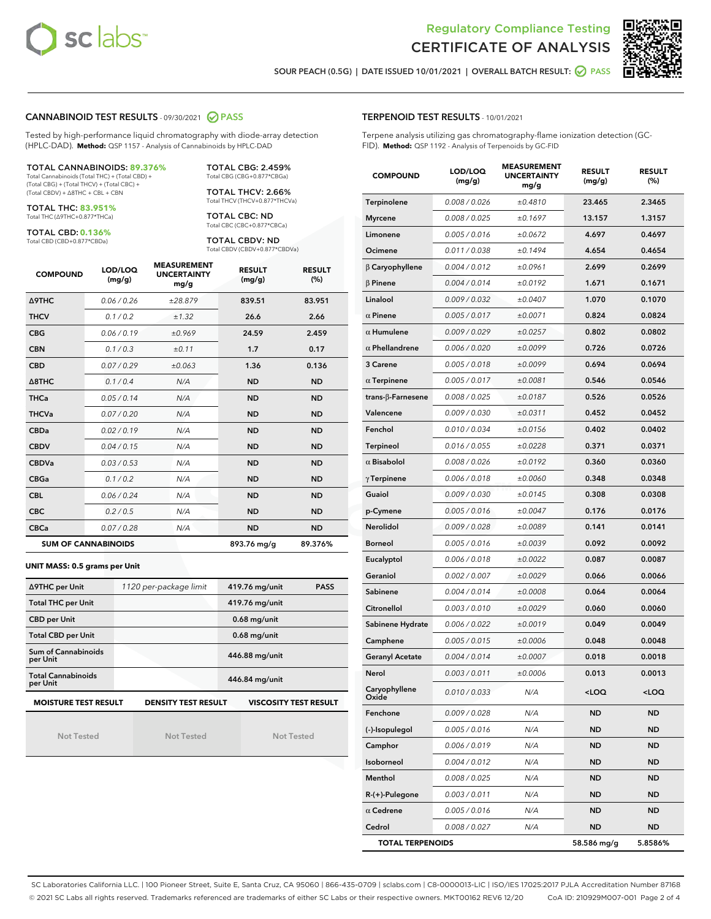Regulatory Compliance Testing
# CERTIFICATE OF ANALYSIS

SOUR PEACH (0.5G) | DATE ISSUED 10/01/2021 | OVERALL BATCH RESULT: PASS

## CANNABINOID TEST RESULTS - 09/30/2021 PASS

Tested by high-performance liquid chromatography with diode-array detection (HPLC-DAD). **Method:** QSP 1157 - Analysis of Cannabinoids by HPLC-DAD

**TOTAL CANNABINOIDS: 89.376%**
Total Cannabinoids (Total THC) + (Total CBD) + (Total CBG) + (Total THCV) + (Total CBC) + (Total CBDV) + Δ8THC + CBL + CBN

**TOTAL THC: 83.951%**
Total THC (Δ9THC+0.877*THCa)

**TOTAL CBD: 0.136%**
Total CBD (CBD+0.877*CBDa)

**TOTAL CBG: 2.459%**
Total CBG (CBG+0.877*CBGa)

**TOTAL THCV: 2.66%**
Total THCV (THCV+0.877*THCVa)

**TOTAL CBC: ND**
Total CBC (CBC+0.877*CBCa)

**TOTAL CBDV: ND**
Total CBDV (CBDV+0.877*CBDVa)

| COMPOUND | LOD/LOQ (mg/g) | MEASUREMENT UNCERTAINTY mg/g | RESULT (mg/g) | RESULT (%) |
|---|---|---|---|---|
| Δ9THC | 0.06 / 0.26 | ±28.879 | 839.51 | 83.951 |
| THCV | 0.1 / 0.2 | ±1.32 | 26.6 | 2.66 |
| CBG | 0.06 / 0.19 | ±0.969 | 24.59 | 2.459 |
| CBN | 0.1 / 0.3 | ±0.11 | 1.7 | 0.17 |
| CBD | 0.07 / 0.29 | ±0.063 | 1.36 | 0.136 |
| Δ8THC | 0.1 / 0.4 | N/A | ND | ND |
| THCa | 0.05 / 0.14 | N/A | ND | ND |
| THCVa | 0.07 / 0.20 | N/A | ND | ND |
| CBDa | 0.02 / 0.19 | N/A | ND | ND |
| CBDV | 0.04 / 0.15 | N/A | ND | ND |
| CBDVa | 0.03 / 0.53 | N/A | ND | ND |
| CBGa | 0.1 / 0.2 | N/A | ND | ND |
| CBL | 0.06 / 0.24 | N/A | ND | ND |
| CBC | 0.2 / 0.5 | N/A | ND | ND |
| CBCa | 0.07 / 0.28 | N/A | ND | ND |
| **SUM OF CANNABINOIDS** | | | 893.76 mg/g | 89.376% |

### UNIT MASS: 0.5 grams per Unit

| | | | |
|---|---|---|---|
| Δ9THC per Unit | 1120 per-package limit | 419.76 mg/unit | PASS |
| Total THC per Unit | | 419.76 mg/unit | |
| CBD per Unit | | 0.68 mg/unit | |
| Total CBD per Unit | | 0.68 mg/unit | |
| Sum of Cannabinoids per Unit | | 446.88 mg/unit | |
| Total Cannabinoids per Unit | | 446.84 mg/unit | |

| MOISTURE TEST RESULT | DENSITY TEST RESULT | VISCOSITY TEST RESULT |
|---|---|---|
| Not Tested | Not Tested | Not Tested |

## TERPENOID TEST RESULTS - 10/01/2021

Terpene analysis utilizing gas chromatography-flame ionization detection (GC-FID). **Method:** QSP 1192 - Analysis of Terpenoids by GC-FID

| COMPOUND | LOD/LOQ (mg/g) | MEASUREMENT UNCERTAINTY mg/g | RESULT (mg/g) | RESULT (%) |
|---|---|---|---|---|
| Terpinolene | 0.008 / 0.026 | ±0.4810 | 23.465 | 2.3465 |
| Myrcene | 0.008 / 0.025 | ±0.1697 | 13.157 | 1.3157 |
| Limonene | 0.005 / 0.016 | ±0.0672 | 4.697 | 0.4697 |
| Ocimene | 0.011 / 0.038 | ±0.1494 | 4.654 | 0.4654 |
| β Caryophyllene | 0.004 / 0.012 | ±0.0961 | 2.699 | 0.2699 |
| β Pinene | 0.004 / 0.014 | ±0.0192 | 1.671 | 0.1671 |
| Linalool | 0.009 / 0.032 | ±0.0407 | 1.070 | 0.1070 |
| α Pinene | 0.005 / 0.017 | ±0.0071 | 0.824 | 0.0824 |
| α Humulene | 0.009 / 0.029 | ±0.0257 | 0.802 | 0.0802 |
| α Phellandrene | 0.006 / 0.020 | ±0.0099 | 0.726 | 0.0726 |
| 3 Carene | 0.005 / 0.018 | ±0.0099 | 0.694 | 0.0694 |
| α Terpinene | 0.005 / 0.017 | ±0.0081 | 0.546 | 0.0546 |
| trans-β-Farnesene | 0.008 / 0.025 | ±0.0187 | 0.526 | 0.0526 |
| Valencene | 0.009 / 0.030 | ±0.0311 | 0.452 | 0.0452 |
| Fenchol | 0.010 / 0.034 | ±0.0156 | 0.402 | 0.0402 |
| Terpineol | 0.016 / 0.055 | ±0.0228 | 0.371 | 0.0371 |
| α Bisabolol | 0.008 / 0.026 | ±0.0192 | 0.360 | 0.0360 |
| γ Terpinene | 0.006 / 0.018 | ±0.0060 | 0.348 | 0.0348 |
| Guaiol | 0.009 / 0.030 | ±0.0145 | 0.308 | 0.0308 |
| p-Cymene | 0.005 / 0.016 | ±0.0047 | 0.176 | 0.0176 |
| Nerolidol | 0.009 / 0.028 | ±0.0089 | 0.141 | 0.0141 |
| Borneol | 0.005 / 0.016 | ±0.0039 | 0.092 | 0.0092 |
| Eucalyptol | 0.006 / 0.018 | ±0.0022 | 0.087 | 0.0087 |
| Geraniol | 0.002 / 0.007 | ±0.0029 | 0.066 | 0.0066 |
| Sabinene | 0.004 / 0.014 | ±0.0008 | 0.064 | 0.0064 |
| Citronellol | 0.003 / 0.010 | ±0.0029 | 0.060 | 0.0060 |
| Sabinene Hydrate | 0.006 / 0.022 | ±0.0019 | 0.049 | 0.0049 |
| Camphene | 0.005 / 0.015 | ±0.0006 | 0.048 | 0.0048 |
| Geranyl Acetate | 0.004 / 0.014 | ±0.0007 | 0.018 | 0.0018 |
| Nerol | 0.003 / 0.011 | ±0.0006 | 0.013 | 0.0013 |
| Caryophyllene Oxide | 0.010 / 0.033 | N/A | <LOQ | <LOQ |
| Fenchone | 0.009 / 0.028 | N/A | ND | ND |
| (-)-Isopulegol | 0.005 / 0.016 | N/A | ND | ND |
| Camphor | 0.006 / 0.019 | N/A | ND | ND |
| Isoborneol | 0.004 / 0.012 | N/A | ND | ND |
| Menthol | 0.008 / 0.025 | N/A | ND | ND |
| R-(+)-Pulegone | 0.003 / 0.011 | N/A | ND | ND |
| α Cedrene | 0.005 / 0.016 | N/A | ND | ND |
| Cedrol | 0.008 / 0.027 | N/A | ND | ND |
| **TOTAL TERPENOIDS** | | | 58.586 mg/g | 5.8586% |

SC Laboratories California LLC. | 100 Pioneer Street, Suite E, Santa Cruz, CA 95060 | 866-435-0709 | sclabs.com | C8-0000013-LIC | ISO/IES 17025:2017 PJLA Accreditation Number 87168
© 2021 SC Labs all rights reserved. Trademarks referenced are trademarks of either SC Labs or their respective owners. MKT00162 REV6 12/20 CoA ID: 210929M007-001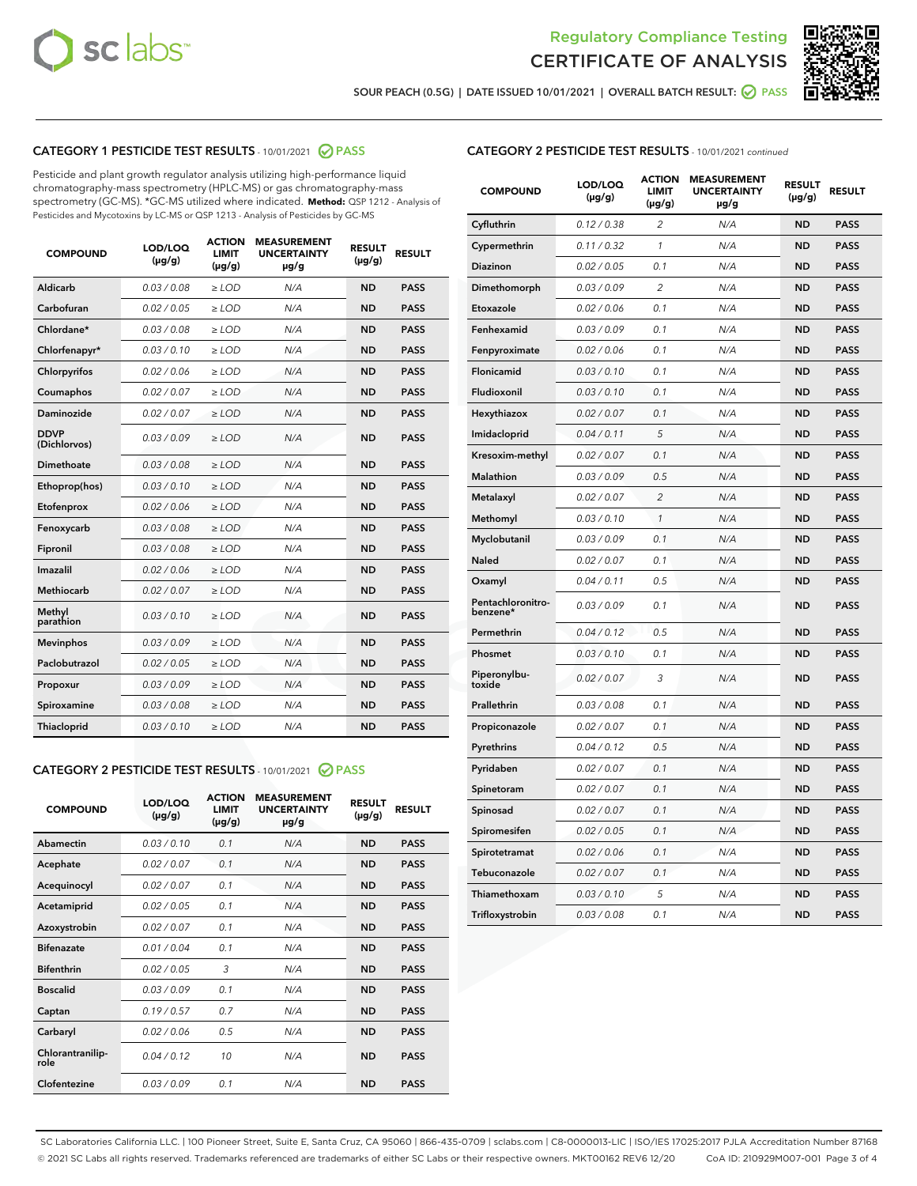# Regulatory Compliance Testing
# CERTIFICATE OF ANALYSIS

SOUR PEACH (0.5G) | DATE ISSUED 10/01/2021 | OVERALL BATCH RESULT: PASS

## CATEGORY 1 PESTICIDE TEST RESULTS - 10/01/2021 PASS

Pesticide and plant growth regulator analysis utilizing high-performance liquid chromatography-mass spectrometry (HPLC-MS) or gas chromatography-mass spectrometry (GC-MS). *GC-MS utilized where indicated. **Method:** QSP 1212 - Analysis of Pesticides and Mycotoxins by LC-MS or QSP 1213 - Analysis of Pesticides by GC-MS

| COMPOUND | LOD/LOQ (µg/g) | ACTION LIMIT (µg/g) | MEASUREMENT UNCERTAINTY µg/g | RESULT (µg/g) | RESULT |
|---|---|---|---|---|---|
| Aldicarb | 0.03 / 0.08 | ≥ LOD | N/A | ND | PASS |
| Carbofuran | 0.02 / 0.05 | ≥ LOD | N/A | ND | PASS |
| Chlordane* | 0.03 / 0.08 | ≥ LOD | N/A | ND | PASS |
| Chlorfenapyr* | 0.03 / 0.10 | ≥ LOD | N/A | ND | PASS |
| Chlorpyrifos | 0.02 / 0.06 | ≥ LOD | N/A | ND | PASS |
| Coumaphos | 0.02 / 0.07 | ≥ LOD | N/A | ND | PASS |
| Daminozide | 0.02 / 0.07 | ≥ LOD | N/A | ND | PASS |
| DDVP (Dichlorvos) | 0.03 / 0.09 | ≥ LOD | N/A | ND | PASS |
| Dimethoate | 0.03 / 0.08 | ≥ LOD | N/A | ND | PASS |
| Ethoprop(hos) | 0.03 / 0.10 | ≥ LOD | N/A | ND | PASS |
| Etofenprox | 0.02 / 0.06 | ≥ LOD | N/A | ND | PASS |
| Fenoxycarb | 0.03 / 0.08 | ≥ LOD | N/A | ND | PASS |
| Fipronil | 0.03 / 0.08 | ≥ LOD | N/A | ND | PASS |
| Imazalil | 0.02 / 0.06 | ≥ LOD | N/A | ND | PASS |
| Methiocarb | 0.02 / 0.07 | ≥ LOD | N/A | ND | PASS |
| Methyl parathion | 0.03 / 0.10 | ≥ LOD | N/A | ND | PASS |
| Mevinphos | 0.03 / 0.09 | ≥ LOD | N/A | ND | PASS |
| Paclobutrazol | 0.02 / 0.05 | ≥ LOD | N/A | ND | PASS |
| Propoxur | 0.03 / 0.09 | ≥ LOD | N/A | ND | PASS |
| Spiroxamine | 0.03 / 0.08 | ≥ LOD | N/A | ND | PASS |
| Thiacloprid | 0.03 / 0.10 | ≥ LOD | N/A | ND | PASS |

## CATEGORY 2 PESTICIDE TEST RESULTS - 10/01/2021 PASS

| COMPOUND | LOD/LOQ (µg/g) | ACTION LIMIT (µg/g) | MEASUREMENT UNCERTAINTY µg/g | RESULT (µg/g) | RESULT |
|---|---|---|---|---|---|
| Abamectin | 0.03 / 0.10 | 0.1 | N/A | ND | PASS |
| Acephate | 0.02 / 0.07 | 0.1 | N/A | ND | PASS |
| Acequinocyl | 0.02 / 0.07 | 0.1 | N/A | ND | PASS |
| Acetamiprid | 0.02 / 0.05 | 0.1 | N/A | ND | PASS |
| Azoxystrobin | 0.02 / 0.07 | 0.1 | N/A | ND | PASS |
| Bifenazate | 0.01 / 0.04 | 0.1 | N/A | ND | PASS |
| Bifenthrin | 0.02 / 0.05 | 3 | N/A | ND | PASS |
| Boscalid | 0.03 / 0.09 | 0.1 | N/A | ND | PASS |
| Captan | 0.19 / 0.57 | 0.7 | N/A | ND | PASS |
| Carbaryl | 0.02 / 0.06 | 0.5 | N/A | ND | PASS |
| Chlorantraniliprole | 0.04 / 0.12 | 10 | N/A | ND | PASS |
| Clofentezine | 0.03 / 0.09 | 0.1 | N/A | ND | PASS |
| Cyfluthrin | 0.12 / 0.38 | 2 | N/A | ND | PASS |
| Cypermethrin | 0.11 / 0.32 | 1 | N/A | ND | PASS |
| Diazinon | 0.02 / 0.05 | 0.1 | N/A | ND | PASS |
| Dimethomorph | 0.03 / 0.09 | 2 | N/A | ND | PASS |
| Etoxazole | 0.02 / 0.06 | 0.1 | N/A | ND | PASS |
| Fenhexamid | 0.03 / 0.09 | 0.1 | N/A | ND | PASS |
| Fenpyroximate | 0.02 / 0.06 | 0.1 | N/A | ND | PASS |
| Flonicamid | 0.03 / 0.10 | 0.1 | N/A | ND | PASS |
| Fludioxonil | 0.03 / 0.10 | 0.1 | N/A | ND | PASS |
| Hexythiazox | 0.02 / 0.07 | 0.1 | N/A | ND | PASS |
| Imidacloprid | 0.04 / 0.11 | 5 | N/A | ND | PASS |
| Kresoxim-methyl | 0.02 / 0.07 | 0.1 | N/A | ND | PASS |
| Malathion | 0.03 / 0.09 | 0.5 | N/A | ND | PASS |
| Metalaxyl | 0.02 / 0.07 | 2 | N/A | ND | PASS |
| Methomyl | 0.03 / 0.10 | 1 | N/A | ND | PASS |
| Myclobutanil | 0.03 / 0.09 | 0.1 | N/A | ND | PASS |
| Naled | 0.02 / 0.07 | 0.1 | N/A | ND | PASS |
| Oxamyl | 0.04 / 0.11 | 0.5 | N/A | ND | PASS |
| Pentachloronitrobenzene* | 0.03 / 0.09 | 0.1 | N/A | ND | PASS |
| Permethrin | 0.04 / 0.12 | 0.5 | N/A | ND | PASS |
| Phosmet | 0.03 / 0.10 | 0.1 | N/A | ND | PASS |
| Piperonylbutoxide | 0.02 / 0.07 | 3 | N/A | ND | PASS |
| Prallethrin | 0.03 / 0.08 | 0.1 | N/A | ND | PASS |
| Propiconazole | 0.02 / 0.07 | 0.1 | N/A | ND | PASS |
| Pyrethrins | 0.04 / 0.12 | 0.5 | N/A | ND | PASS |
| Pyridaben | 0.02 / 0.07 | 0.1 | N/A | ND | PASS |
| Spinetoram | 0.02 / 0.07 | 0.1 | N/A | ND | PASS |
| Spinosad | 0.02 / 0.07 | 0.1 | N/A | ND | PASS |
| Spiromesifen | 0.02 / 0.05 | 0.1 | N/A | ND | PASS |
| Spirotetramat | 0.02 / 0.06 | 0.1 | N/A | ND | PASS |
| Tebuconazole | 0.02 / 0.07 | 0.1 | N/A | ND | PASS |
| Thiamethoxam | 0.03 / 0.10 | 5 | N/A | ND | PASS |
| Trifloxystrobin | 0.03 / 0.08 | 0.1 | N/A | ND | PASS |

SC Laboratories California LLC. | 100 Pioneer Street, Suite E, Santa Cruz, CA 95060 | 866-435-0709 | sclabs.com | C8-0000013-LIC | ISO/IES 17025:2017 PJLA Accreditation Number 87168
© 2021 SC Labs all rights reserved. Trademarks referenced are trademarks of either SC Labs or their respective owners. MKT00162 REV6 12/20 CoA ID: 210929M007-001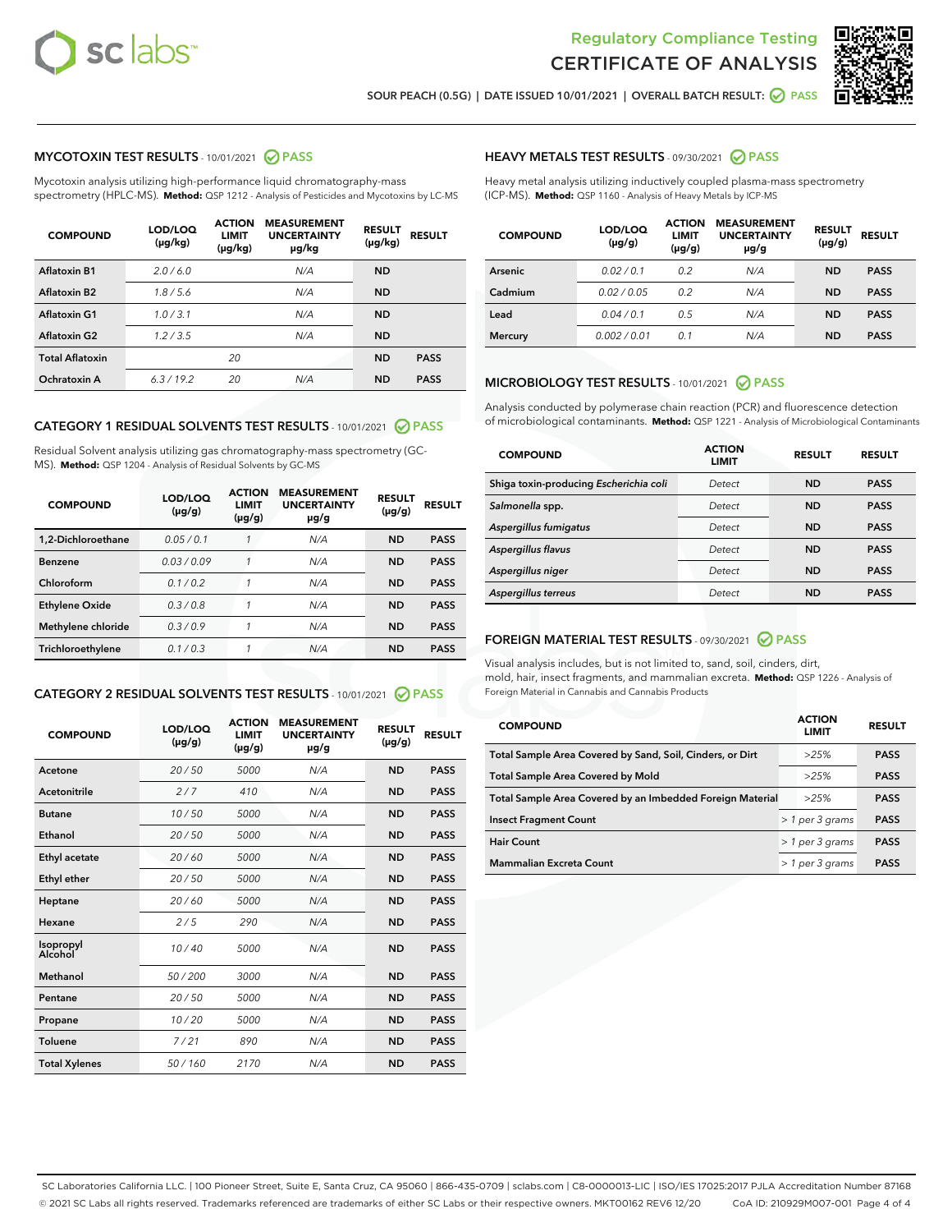Regulatory Compliance Testing

# CERTIFICATE OF ANALYSIS

SOUR PEACH (0.5G) | DATE ISSUED 10/01/2021 | OVERALL BATCH RESULT: PASS

## MYCOTOXIN TEST RESULTS - 10/01/2021 PASS

Mycotoxin analysis utilizing high-performance liquid chromatography-mass spectrometry (HPLC-MS). **Method:** QSP 1212 - Analysis of Pesticides and Mycotoxins by LC-MS

| COMPOUND | LOD/LOQ (µg/kg) | ACTION LIMIT (µg/kg) | MEASUREMENT UNCERTAINTY µg/kg | RESULT (µg/kg) | RESULT |
|---|---|---|---|---|---|
| Aflatoxin B1 | 2.0 / 6.0 | | N/A | ND | |
| Aflatoxin B2 | 1.8 / 5.6 | | N/A | ND | |
| Aflatoxin G1 | 1.0 / 3.1 | | N/A | ND | |
| Aflatoxin G2 | 1.2 / 3.5 | | N/A | ND | |
| Total Aflatoxin | | 20 | | ND | PASS |
| Ochratoxin A | 6.3 / 19.2 | 20 | N/A | ND | PASS |

## CATEGORY 1 RESIDUAL SOLVENTS TEST RESULTS - 10/01/2021 PASS

Residual Solvent analysis utilizing gas chromatography-mass spectrometry (GC-MS). **Method:** QSP 1204 - Analysis of Residual Solvents by GC-MS

| COMPOUND | LOD/LOQ (µg/g) | ACTION LIMIT (µg/g) | MEASUREMENT UNCERTAINTY µg/g | RESULT (µg/g) | RESULT |
|---|---|---|---|---|---|
| 1,2-Dichloroethane | 0.05 / 0.1 | 1 | N/A | ND | PASS |
| Benzene | 0.03 / 0.09 | 1 | N/A | ND | PASS |
| Chloroform | 0.1 / 0.2 | 1 | N/A | ND | PASS |
| Ethylene Oxide | 0.3 / 0.8 | 1 | N/A | ND | PASS |
| Methylene chloride | 0.3 / 0.9 | 1 | N/A | ND | PASS |
| Trichloroethylene | 0.1 / 0.3 | 1 | N/A | ND | PASS |

## CATEGORY 2 RESIDUAL SOLVENTS TEST RESULTS - 10/01/2021 PASS

| COMPOUND | LOD/LOQ (µg/g) | ACTION LIMIT (µg/g) | MEASUREMENT UNCERTAINTY µg/g | RESULT (µg/g) | RESULT |
|---|---|---|---|---|---|
| Acetone | 20 / 50 | 5000 | N/A | ND | PASS |
| Acetonitrile | 2 / 7 | 410 | N/A | ND | PASS |
| Butane | 10 / 50 | 5000 | N/A | ND | PASS |
| Ethanol | 20 / 50 | 5000 | N/A | ND | PASS |
| Ethyl acetate | 20 / 60 | 5000 | N/A | ND | PASS |
| Ethyl ether | 20 / 50 | 5000 | N/A | ND | PASS |
| Heptane | 20 / 60 | 5000 | N/A | ND | PASS |
| Hexane | 2 / 5 | 290 | N/A | ND | PASS |
| Isopropyl Alcohol | 10 / 40 | 5000 | N/A | ND | PASS |
| Methanol | 50 / 200 | 3000 | N/A | ND | PASS |
| Pentane | 20 / 50 | 5000 | N/A | ND | PASS |
| Propane | 10 / 20 | 5000 | N/A | ND | PASS |
| Toluene | 7 / 21 | 890 | N/A | ND | PASS |
| Total Xylenes | 50 / 160 | 2170 | N/A | ND | PASS |

## HEAVY METALS TEST RESULTS - 09/30/2021 PASS

Heavy metal analysis utilizing inductively coupled plasma-mass spectrometry (ICP-MS). **Method:** QSP 1160 - Analysis of Heavy Metals by ICP-MS

| COMPOUND | LOD/LOQ (µg/g) | ACTION LIMIT (µg/g) | MEASUREMENT UNCERTAINTY µg/g | RESULT (µg/g) | RESULT |
|---|---|---|---|---|---|
| Arsenic | 0.02 / 0.1 | 0.2 | N/A | ND | PASS |
| Cadmium | 0.02 / 0.05 | 0.2 | N/A | ND | PASS |
| Lead | 0.04 / 0.1 | 0.5 | N/A | ND | PASS |
| Mercury | 0.002 / 0.01 | 0.1 | N/A | ND | PASS |

## MICROBIOLOGY TEST RESULTS - 10/01/2021 PASS

Analysis conducted by polymerase chain reaction (PCR) and fluorescence detection of microbiological contaminants. **Method:** QSP 1221 - Analysis of Microbiological Contaminants

| COMPOUND | ACTION LIMIT | RESULT | RESULT |
|---|---|---|---|
| Shiga toxin-producing *Escherichia coli* | Detect | ND | PASS |
| *Salmonella* spp. | Detect | ND | PASS |
| *Aspergillus fumigatus* | Detect | ND | PASS |
| *Aspergillus flavus* | Detect | ND | PASS |
| *Aspergillus niger* | Detect | ND | PASS |
| *Aspergillus terreus* | Detect | ND | PASS |

## FOREIGN MATERIAL TEST RESULTS - 09/30/2021 PASS

Visual analysis includes, but is not limited to, sand, soil, cinders, dirt, mold, hair, insect fragments, and mammalian excreta. **Method:** QSP 1226 - Analysis of Foreign Material in Cannabis and Cannabis Products

| COMPOUND | ACTION LIMIT | RESULT |
|---|---|---|
| Total Sample Area Covered by Sand, Soil, Cinders, or Dirt | >25% | PASS |
| Total Sample Area Covered by Mold | >25% | PASS |
| Total Sample Area Covered by an Imbedded Foreign Material | >25% | PASS |
| Insect Fragment Count | > 1 per 3 grams | PASS |
| Hair Count | > 1 per 3 grams | PASS |
| Mammalian Excreta Count | > 1 per 3 grams | PASS |

SC Laboratories California LLC. | 100 Pioneer Street, Suite E, Santa Cruz, CA 95060 | 866-435-0709 | sclabs.com | C8-0000013-LIC | ISO/IES 17025:2017 PJLA Accreditation Number 87168
© 2021 SC Labs all rights reserved. Trademarks referenced are trademarks of either SC Labs or their respective owners. MKT00162 REV6 12/20 CoA ID: 210929M007-001